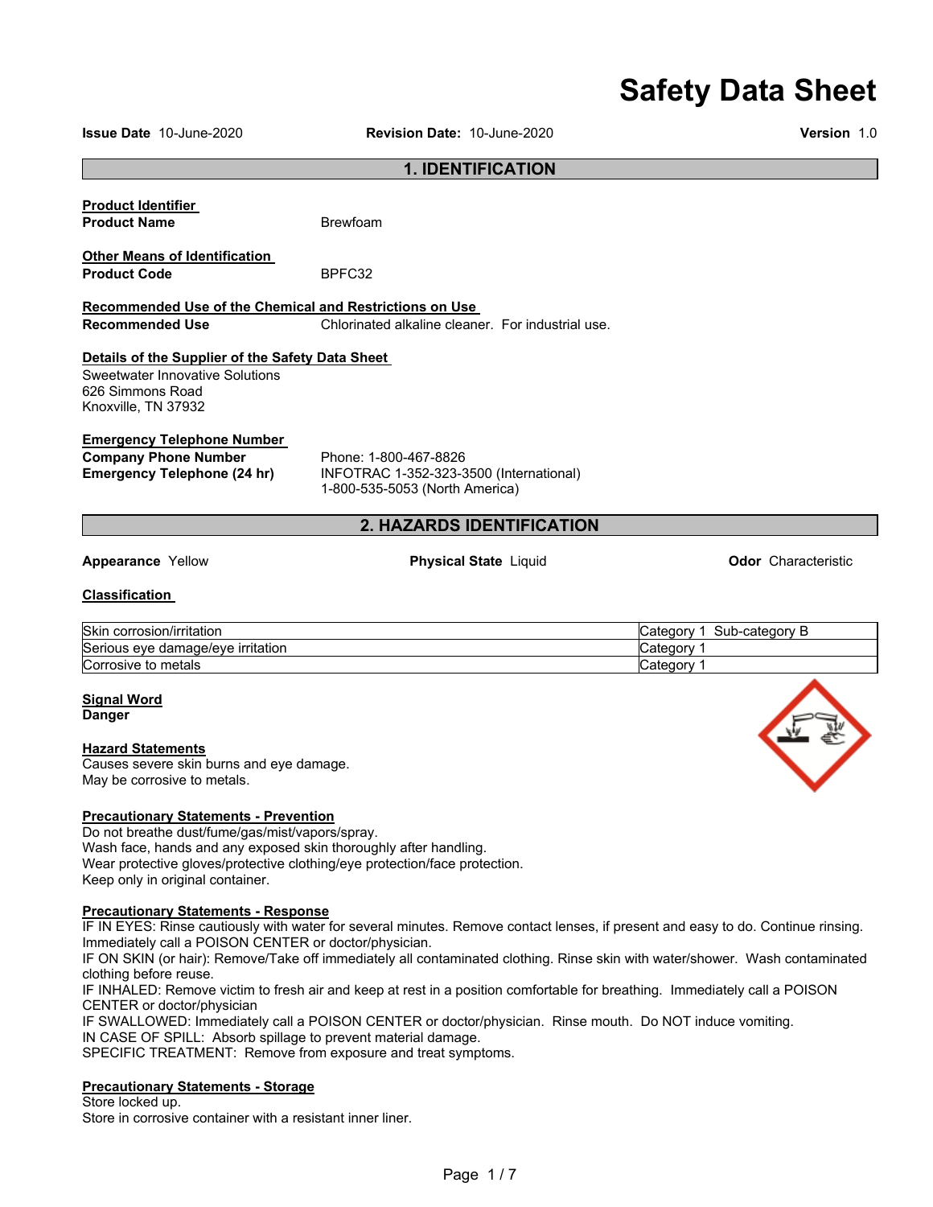# Safety Data Sheet

**Issue Date** 10-June-2020 **Revision Date:** 10-June-2020 **Version** 1.0

## 1. IDENTIFICATION

**Product Identifier**

**Product Name** Brewfoam

**Other Means of Identification**

**Product Code** BPFC32

**Recommended Use of the Chemical and Restrictions on Use**

**Recommended Use** Chlorinated alkaline cleaner. For industrial use.

**Details of the Supplier of the Safety Data Sheet**

Sweetwater Innovative Solutions
626 Simmons Road
Knoxville, TN 37932

**Emergency Telephone Number**

**Company Phone Number** Phone: 1-800-467-8826

**Emergency Telephone (24 hr)** INFOTRAC 1-352-323-3500 (International)
1-800-535-5053 (North America)

## 2. HAZARDS IDENTIFICATION

**Appearance** Yellow **Physical State** Liquid **Odor** Characteristic

**Classification**

| | |
|---|---|
| Skin corrosion/irritation | Category 1 Sub-category B |
| Serious eye damage/eye irritation | Category 1 |
| Corrosive to metals | Category 1 |

**Signal Word**
**Danger**

**Hazard Statements**
Causes severe skin burns and eye damage.
May be corrosive to metals.

**Precautionary Statements - Prevention**
Do not breathe dust/fume/gas/mist/vapors/spray.
Wash face, hands and any exposed skin thoroughly after handling.
Wear protective gloves/protective clothing/eye protection/face protection.
Keep only in original container.

**Precautionary Statements - Response**
IF IN EYES: Rinse cautiously with water for several minutes. Remove contact lenses, if present and easy to do. Continue rinsing. Immediately call a POISON CENTER or doctor/physician.
IF ON SKIN (or hair): Remove/Take off immediately all contaminated clothing. Rinse skin with water/shower. Wash contaminated clothing before reuse.
IF INHALED: Remove victim to fresh air and keep at rest in a position comfortable for breathing. Immediately call a POISON CENTER or doctor/physician
IF SWALLOWED: Immediately call a POISON CENTER or doctor/physician. Rinse mouth. Do NOT induce vomiting.
IN CASE OF SPILL: Absorb spillage to prevent material damage.
SPECIFIC TREATMENT: Remove from exposure and treat symptoms.

**Precautionary Statements - Storage**
Store locked up.
Store in corrosive container with a resistant inner liner.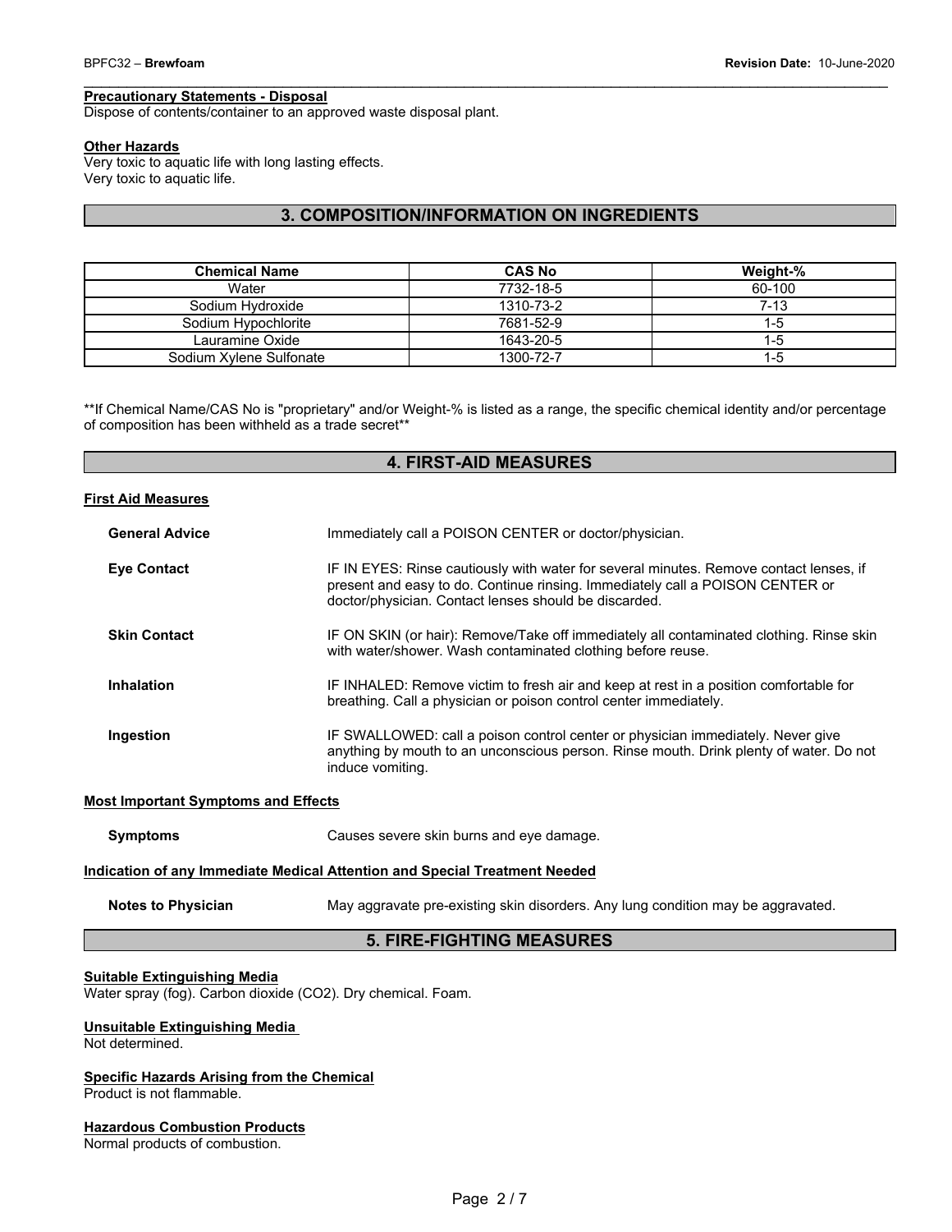**Precautionary Statements - Disposal**

Dispose of contents/container to an approved waste disposal plant.

**Other Hazards**

Very toxic to aquatic life with long lasting effects.
Very toxic to aquatic life.

## 3. COMPOSITION/INFORMATION ON INGREDIENTS

| Chemical Name | CAS No | Weight-% |
|---|---|---|
| Water | 7732-18-5 | 60-100 |
| Sodium Hydroxide | 1310-73-2 | 7-13 |
| Sodium Hypochlorite | 7681-52-9 | 1-5 |
| Lauramine Oxide | 1643-20-5 | 1-5 |
| Sodium Xylene Sulfonate | 1300-72-7 | 1-5 |

**If Chemical Name/CAS No is "proprietary" and/or Weight-% is listed as a range, the specific chemical identity and/or percentage of composition has been withheld as a trade secret**

## 4. FIRST-AID MEASURES

**First Aid Measures**

**General Advice** Immediately call a POISON CENTER or doctor/physician.

**Eye Contact** IF IN EYES: Rinse cautiously with water for several minutes. Remove contact lenses, if present and easy to do. Continue rinsing. Immediately call a POISON CENTER or doctor/physician. Contact lenses should be discarded.

**Skin Contact** IF ON SKIN (or hair): Remove/Take off immediately all contaminated clothing. Rinse skin with water/shower. Wash contaminated clothing before reuse.

**Inhalation** IF INHALED: Remove victim to fresh air and keep at rest in a position comfortable for breathing. Call a physician or poison control center immediately.

**Ingestion** IF SWALLOWED: call a poison control center or physician immediately. Never give anything by mouth to an unconscious person. Rinse mouth. Drink plenty of water. Do not induce vomiting.

**Most Important Symptoms and Effects**

**Symptoms** Causes severe skin burns and eye damage.

**Indication of any Immediate Medical Attention and Special Treatment Needed**

**Notes to Physician** May aggravate pre-existing skin disorders. Any lung condition may be aggravated.

## 5. FIRE-FIGHTING MEASURES

**Suitable Extinguishing Media**

Water spray (fog). Carbon dioxide ($CO_2$). Dry chemical. Foam.

**Unsuitable Extinguishing Media**

Not determined.

**Specific Hazards Arising from the Chemical**

Product is not flammable.

**Hazardous Combustion Products**

Normal products of combustion.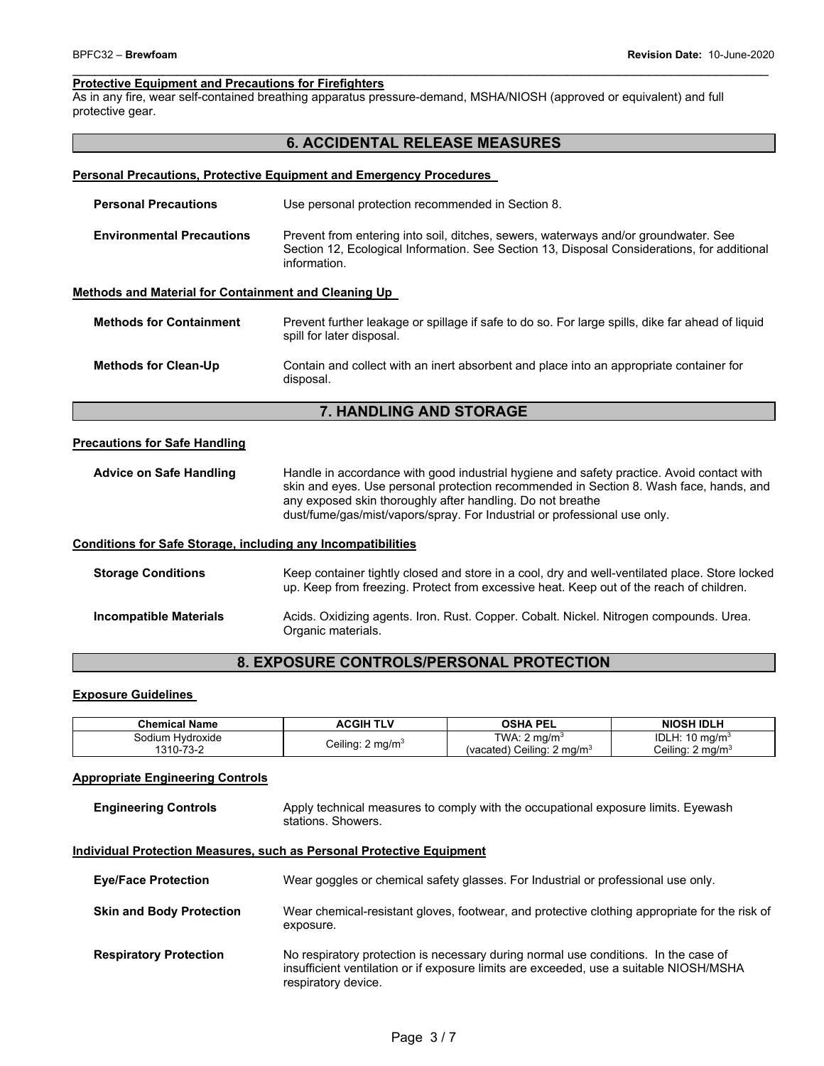**Protective Equipment and Precautions for Firefighters**

As in any fire, wear self-contained breathing apparatus pressure-demand, MSHA/NIOSH (approved or equivalent) and full protective gear.

## 6. ACCIDENTAL RELEASE MEASURES

**Personal Precautions, Protective Equipment and Emergency Procedures**

**Personal Precautions** Use personal protection recommended in Section 8.

**Environmental Precautions** Prevent from entering into soil, ditches, sewers, waterways and/or groundwater. See Section 12, Ecological Information. See Section 13, Disposal Considerations, for additional information.

**Methods and Material for Containment and Cleaning Up**

**Methods for Containment** Prevent further leakage or spillage if safe to do so. For large spills, dike far ahead of liquid spill for later disposal.

**Methods for Clean-Up** Contain and collect with an inert absorbent and place into an appropriate container for disposal.

## 7. HANDLING AND STORAGE

**Precautions for Safe Handling**

**Advice on Safe Handling** Handle in accordance with good industrial hygiene and safety practice. Avoid contact with skin and eyes. Use personal protection recommended in Section 8. Wash face, hands, and any exposed skin thoroughly after handling. Do not breathe dust/fume/gas/mist/vapors/spray. For Industrial or professional use only.

**Conditions for Safe Storage, including any Incompatibilities**

**Storage Conditions** Keep container tightly closed and store in a cool, dry and well-ventilated place. Store locked up. Keep from freezing. Protect from excessive heat. Keep out of the reach of children.

**Incompatible Materials** Acids. Oxidizing agents. Iron. Rust. Copper. Cobalt. Nickel. Nitrogen compounds. Urea. Organic materials.

## 8. EXPOSURE CONTROLS/PERSONAL PROTECTION

**Exposure Guidelines**

| Chemical Name | ACGIH TLV | OSHA PEL | NIOSH IDLH |
|---|---|---|---|
| Sodium Hydroxide 1310-73-2 | Ceiling: 2 mg/m$^3$ | TWA: 2 mg/m$^3$ (vacated) Ceiling: 2 mg/m$^3$ | IDLH: 10 mg/m$^3$ Ceiling: 2 mg/m$^3$ |

**Appropriate Engineering Controls**

**Engineering Controls** Apply technical measures to comply with the occupational exposure limits. Eyewash stations. Showers.

**Individual Protection Measures, such as Personal Protective Equipment**

**Eye/Face Protection** Wear goggles or chemical safety glasses. For Industrial or professional use only.

**Skin and Body Protection** Wear chemical-resistant gloves, footwear, and protective clothing appropriate for the risk of exposure.

**Respiratory Protection** No respiratory protection is necessary during normal use conditions. In the case of insufficient ventilation or if exposure limits are exceeded, use a suitable NIOSH/MSHA respiratory device.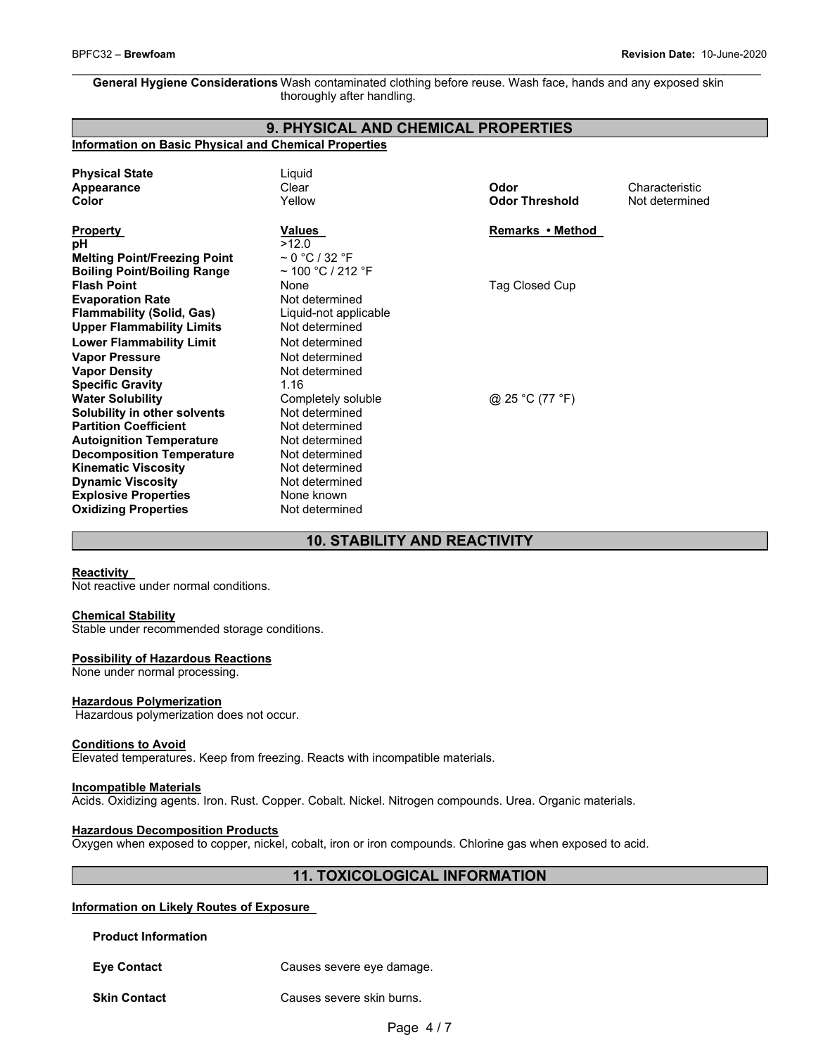**General Hygiene Considerations** Wash contaminated clothing before reuse. Wash face, hands and any exposed skin thoroughly after handling.

## 9. PHYSICAL AND CHEMICAL PROPERTIES

**Information on Basic Physical and Chemical Properties**

| | | | |
|---|---|---|---|
| **Physical State** | Liquid | | |
| **Appearance** | Clear | **Odor** | Characteristic |
| **Color** | Yellow | **Odor Threshold** | Not determined |

| **Property** | **Values** | **Remarks • Method** |
|---|---|---|
| **pH** | >12.0 | |
| **Melting Point/Freezing Point** | ~ 0 °C / 32 °F | |
| **Boiling Point/Boiling Range** | ~ 100 °C / 212 °F | |
| **Flash Point** | None | Tag Closed Cup |
| **Evaporation Rate** | Not determined | |
| **Flammability (Solid, Gas)** | Liquid-not applicable | |
| **Upper Flammability Limits** | Not determined | |
| **Lower Flammability Limit** | Not determined | |
| **Vapor Pressure** | Not determined | |
| **Vapor Density** | Not determined | |
| **Specific Gravity** | 1.16 | |
| **Water Solubility** | Completely soluble | @ 25 °C (77 °F) |
| **Solubility in other solvents** | Not determined | |
| **Partition Coefficient** | Not determined | |
| **Autoignition Temperature** | Not determined | |
| **Decomposition Temperature** | Not determined | |
| **Kinematic Viscosity** | Not determined | |
| **Dynamic Viscosity** | Not determined | |
| **Explosive Properties** | None known | |
| **Oxidizing Properties** | Not determined | |

## 10. STABILITY AND REACTIVITY

**Reactivity**
Not reactive under normal conditions.

**Chemical Stability**
Stable under recommended storage conditions.

**Possibility of Hazardous Reactions**
None under normal processing.

**Hazardous Polymerization**
Hazardous polymerization does not occur.

**Conditions to Avoid**
Elevated temperatures. Keep from freezing. Reacts with incompatible materials.

**Incompatible Materials**
Acids. Oxidizing agents. Iron. Rust. Copper. Cobalt. Nickel. Nitrogen compounds. Urea. Organic materials.

**Hazardous Decomposition Products**
Oxygen when exposed to copper, nickel, cobalt, iron or iron compounds. Chlorine gas when exposed to acid.

## 11. TOXICOLOGICAL INFORMATION

**Information on Likely Routes of Exposure**

**Product Information**

**Eye Contact** Causes severe eye damage.

**Skin Contact** Causes severe skin burns.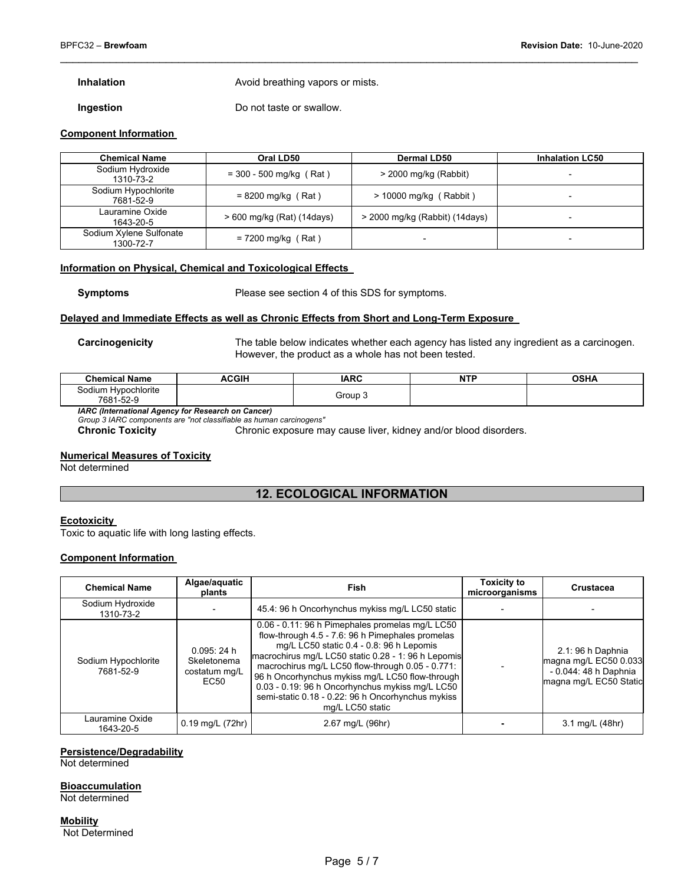**Inhalation** Avoid breathing vapors or mists.

**Ingestion** Do not taste or swallow.

**Component Information**

| Chemical Name | Oral LD50 | Dermal LD50 | Inhalation LC50 |
|---|---|---|---|
| Sodium Hydroxide 1310-73-2 | = 300 - 500 mg/kg ( Rat ) | > 2000 mg/kg (Rabbit) | - |
| Sodium Hypochlorite 7681-52-9 | = 8200 mg/kg ( Rat ) | > 10000 mg/kg ( Rabbit ) | - |
| Lauramine Oxide 1643-20-5 | > 600 mg/kg (Rat) (14days) | > 2000 mg/kg (Rabbit) (14days) | - |
| Sodium Xylene Sulfonate 1300-72-7 | = 7200 mg/kg ( Rat ) | - | - |

**Information on Physical, Chemical and Toxicological Effects**

**Symptoms** Please see section 4 of this SDS for symptoms.

**Delayed and Immediate Effects as well as Chronic Effects from Short and Long-Term Exposure**

**Carcinogenicity** The table below indicates whether each agency has listed any ingredient as a carcinogen. However, the product as a whole has not been tested.

| Chemical Name | ACGIH | IARC | NTP | OSHA |
|---|---|---|---|---|
| Sodium Hypochlorite 7681-52-9 | | Group 3 | | |

***IARC (International Agency for Research on Cancer)***
*Group 3 IARC components are "not classifiable as human carcinogens"*

**Chronic Toxicity** Chronic exposure may cause liver, kidney and/or blood disorders.

**Numerical Measures of Toxicity**
Not determined

## 12. ECOLOGICAL INFORMATION

**Ecotoxicity**
Toxic to aquatic life with long lasting effects.

**Component Information**

| Chemical Name | Algae/aquatic plants | Fish | Toxicity to microorganisms | Crustacea |
|---|---|---|---|---|
| Sodium Hydroxide 1310-73-2 | - | 45.4: 96 h Oncorhynchus mykiss mg/L LC50 static | - | - |
| Sodium Hypochlorite 7681-52-9 | 0.095: 24 h Skeletonema costatum mg/L EC50 | 0.06 - 0.11: 96 h Pimephales promelas mg/L LC50 flow-through 4.5 - 7.6: 96 h Pimephales promelas mg/L LC50 static 0.4 - 0.8: 96 h Lepomis macrochirus mg/L LC50 static 0.28 - 1: 96 h Lepomis macrochirus mg/L LC50 flow-through 0.05 - 0.771: 96 h Oncorhynchus mykiss mg/L LC50 flow-through 0.03 - 0.19: 96 h Oncorhynchus mykiss mg/L LC50 semi-static 0.18 - 0.22: 96 h Oncorhynchus mykiss mg/L LC50 static | - | 2.1: 96 h Daphnia magna mg/L EC50 0.033 - 0.044: 48 h Daphnia magna mg/L EC50 Static |
| Lauramine Oxide 1643-20-5 | 0.19 mg/L (72hr) | 2.67 mg/L (96hr) | - | 3.1 mg/L (48hr) |

**Persistence/Degradability**
Not determined

**Bioaccumulation**
Not determined

**Mobility**
Not Determined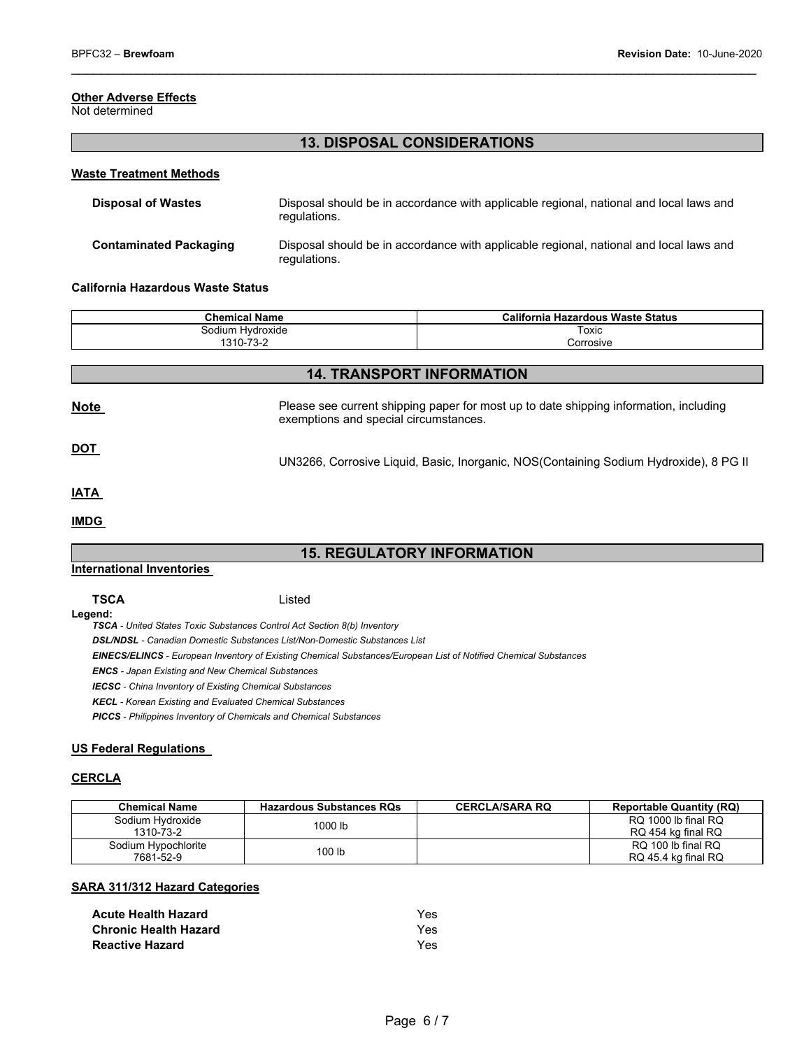### Other Adverse Effects

Not determined

## 13. DISPOSAL CONSIDERATIONS

### Waste Treatment Methods

**Disposal of Wastes** Disposal should be in accordance with applicable regional, national and local laws and regulations.

**Contaminated Packaging** Disposal should be in accordance with applicable regional, national and local laws and regulations.

**California Hazardous Waste Status**

| Chemical Name | California Hazardous Waste Status |
|---|---|
| Sodium Hydroxide 1310-73-2 | Toxic Corrosive |

## 14. TRANSPORT INFORMATION

**Note** Please see current shipping paper for most up to date shipping information, including exemptions and special circumstances.

**DOT** UN3266, Corrosive Liquid, Basic, Inorganic, NOS(Containing Sodium Hydroxide), 8 PG II

**IATA**

**IMDG**

## 15. REGULATORY INFORMATION

### International Inventories

**TSCA** Listed

**Legend:**

***TSCA*** *- United States Toxic Substances Control Act Section 8(b) Inventory*

***DSL/NDSL*** *- Canadian Domestic Substances List/Non-Domestic Substances List*

***EINECS/ELINCS*** *- European Inventory of Existing Chemical Substances/European List of Notified Chemical Substances*

***ENCS*** *- Japan Existing and New Chemical Substances*

***IECSC*** *- China Inventory of Existing Chemical Substances*

***KECL*** *- Korean Existing and Evaluated Chemical Substances*

***PICCS*** *- Philippines Inventory of Chemicals and Chemical Substances*

### US Federal Regulations

### CERCLA

| Chemical Name | Hazardous Substances RQs | CERCLA/SARA RQ | Reportable Quantity (RQ) |
|---|---|---|---|
| Sodium Hydroxide 1310-73-2 | 1000 lb | | RQ 1000 lb final RQ RQ 454 kg final RQ |
| Sodium Hypochlorite 7681-52-9 | 100 lb | | RQ 100 lb final RQ RQ 45.4 kg final RQ |

### SARA 311/312 Hazard Categories

**Acute Health Hazard** Yes
**Chronic Health Hazard** Yes
**Reactive Hazard** Yes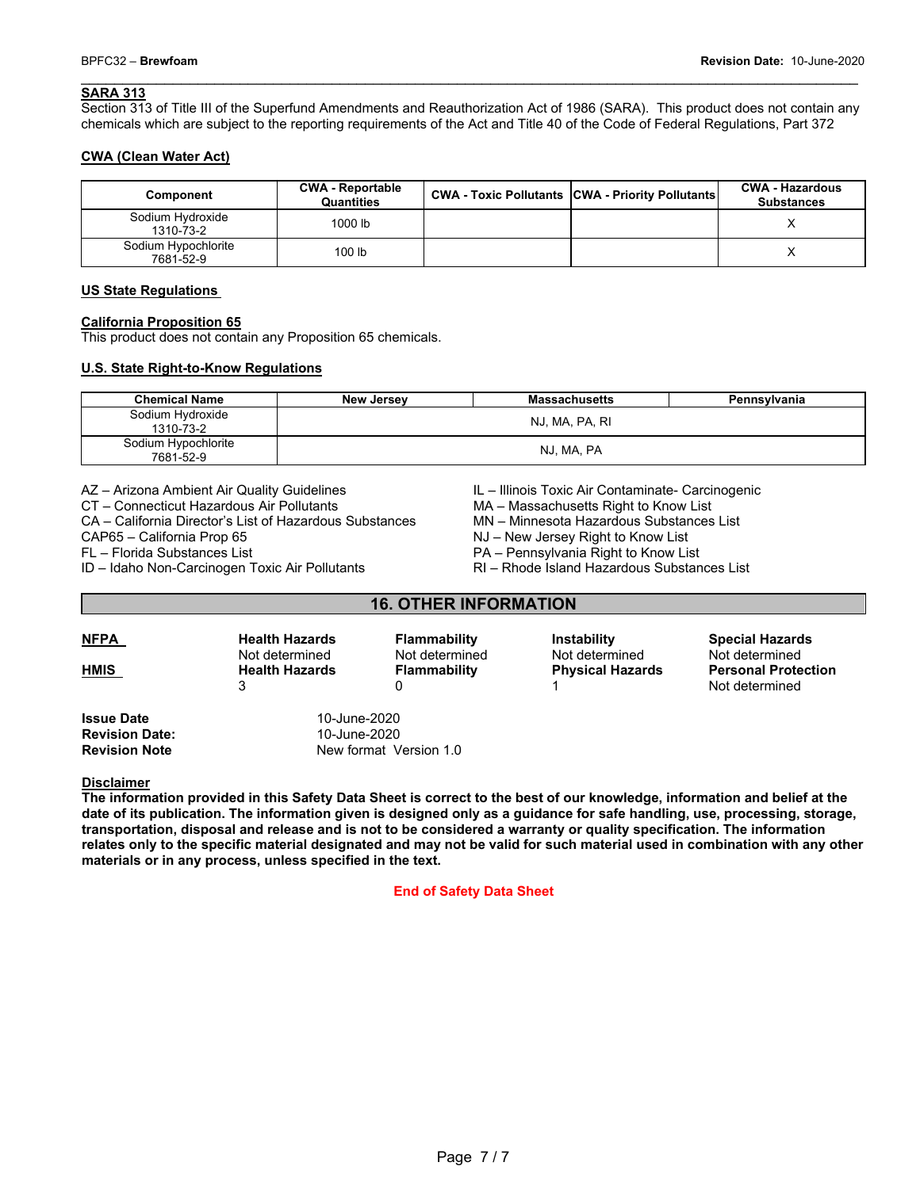**SARA 313**

Section 313 of Title III of the Superfund Amendments and Reauthorization Act of 1986 (SARA). This product does not contain any chemicals which are subject to the reporting requirements of the Act and Title 40 of the Code of Federal Regulations, Part 372

**CWA (Clean Water Act)**

| Component | CWA - Reportable Quantities | CWA - Toxic Pollutants | CWA - Priority Pollutants | CWA - Hazardous Substances |
|---|---|---|---|---|
| Sodium Hydroxide 1310-73-2 | 1000 lb | | | X |
| Sodium Hypochlorite 7681-52-9 | 100 lb | | | X |

**US State Regulations**

**California Proposition 65**

This product does not contain any Proposition 65 chemicals.

**U.S. State Right-to-Know Regulations**

| Chemical Name | New Jersey | Massachusetts | Pennsylvania |
|---|---|---|---|
| Sodium Hydroxide 1310-73-2 | NJ, MA, PA, RI | | |
| Sodium Hypochlorite 7681-52-9 | NJ, MA, PA | | |

AZ – Arizona Ambient Air Quality Guidelines
CT – Connecticut Hazardous Air Pollutants
CA – California Director's List of Hazardous Substances
CAP65 – California Prop 65
FL – Florida Substances List
ID – Idaho Non-Carcinogen Toxic Air Pollutants
IL – Illinois Toxic Air Contaminate- Carcinogenic
MA – Massachusetts Right to Know List
MN – Minnesota Hazardous Substances List
NJ – New Jersey Right to Know List
PA – Pennsylvania Right to Know List
RI – Rhode Island Hazardous Substances List

## 16. OTHER INFORMATION

| | | | | |
|---|---|---|---|---|
| **NFPA** | **Health Hazards** Not determined | **Flammability** Not determined | **Instability** Not determined | **Special Hazards** Not determined |
| **HMIS** | **Health Hazards** 3 | **Flammability** 0 | **Physical Hazards** 1 | **Personal Protection** Not determined |

**Issue Date** 10-June-2020
**Revision Date:** 10-June-2020
**Revision Note** New format Version 1.0

**Disclaimer**

**The information provided in this Safety Data Sheet is correct to the best of our knowledge, information and belief at the date of its publication. The information given is designed only as a guidance for safe handling, use, processing, storage, transportation, disposal and release and is not to be considered a warranty or quality specification. The information relates only to the specific material designated and may not be valid for such material used in combination with any other materials or in any process, unless specified in the text.**

**End of Safety Data Sheet**